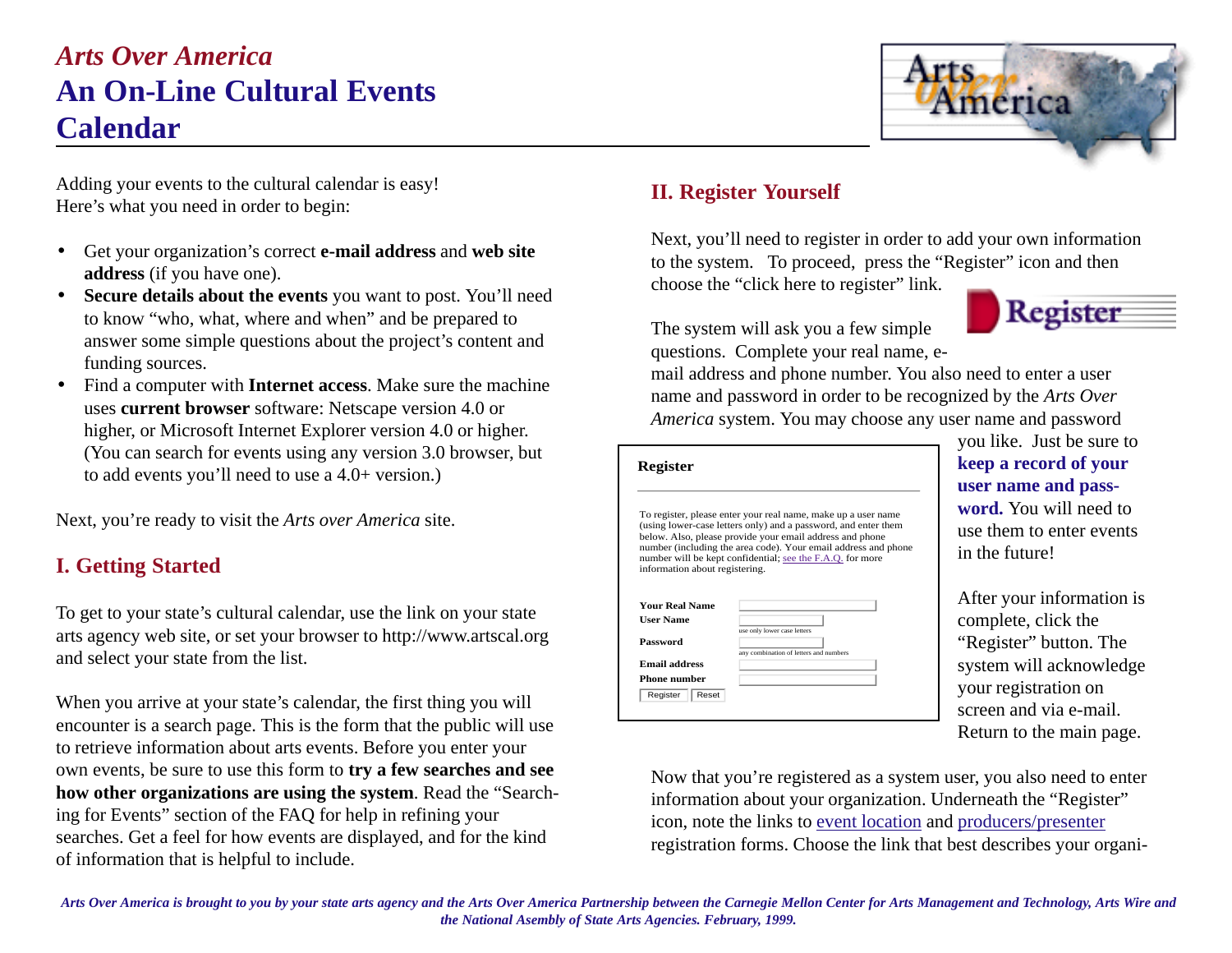# *Arts Over America*
# An On-Line Cultural Events Calendar

Adding your events to the cultural calendar is easy!
Here's what you need in order to begin:

- Get your organization's correct **e-mail address** and **web site address** (if you have one).
- **Secure details about the events** you want to post. You'll need to know "who, what, where and when" and be prepared to answer some simple questions about the project's content and funding sources.
- Find a computer with **Internet access**. Make sure the machine uses **current browser** software: Netscape version 4.0 or higher, or Microsoft Internet Explorer version 4.0 or higher. (You can search for events using any version 3.0 browser, but to add events you'll need to use a 4.0+ version.)

Next, you're ready to visit the *Arts over America* site.

## I. Getting Started

To get to your state's cultural calendar, use the link on your state arts agency web site, or set your browser to http://www.artscal.org and select your state from the list.

When you arrive at your state's calendar, the first thing you will encounter is a search page. This is the form that the public will use to retrieve information about arts events. Before you enter your own events, be sure to use this form to **try a few searches and see how other organizations are using the system**. Read the "Searching for Events" section of the FAQ for help in refining your searches. Get a feel for how events are displayed, and for the kind of information that is helpful to include.

## II. Register Yourself

Next, you'll need to register in order to add your own information to the system. To proceed, press the "Register" icon and then choose the "click here to register" link.

The system will ask you a few simple questions. Complete your real name, e-mail address and phone number. You also need to enter a user name and password in order to be recognized by the *Arts Over America* system. You may choose any user name and password you like. Just be sure to **keep a record of your user name and password.** You will need to use them to enter events in the future!

**Register**

To register, please enter your real name, make up a user name (using lower-case letters only) and a password, and enter them below. Also, please provide your email address and phone number (including the area code). Your email address and phone number will be kept confidential; see the F.A.Q. for more information about registering.

**Your Real Name**
**User Name** (use only lower case letters)
**Password** (any combination of letters and numbers)
**Email address**
**Phone number**
Register | Reset

After your information is complete, click the "Register" button. The system will acknowledge your registration on screen and via e-mail. Return to the main page.

Now that you're registered as a system user, you also need to enter information about your organization. Underneath the "Register" icon, note the links to event location and producers/presenter registration forms. Choose the link that best describes your organi-

*Arts Over America is brought to you by your state arts agency and the Arts Over America Partnership between the Carnegie Mellon Center for Arts Management and Technology, Arts Wire and the National Asembly of State Arts Agencies. February, 1999.*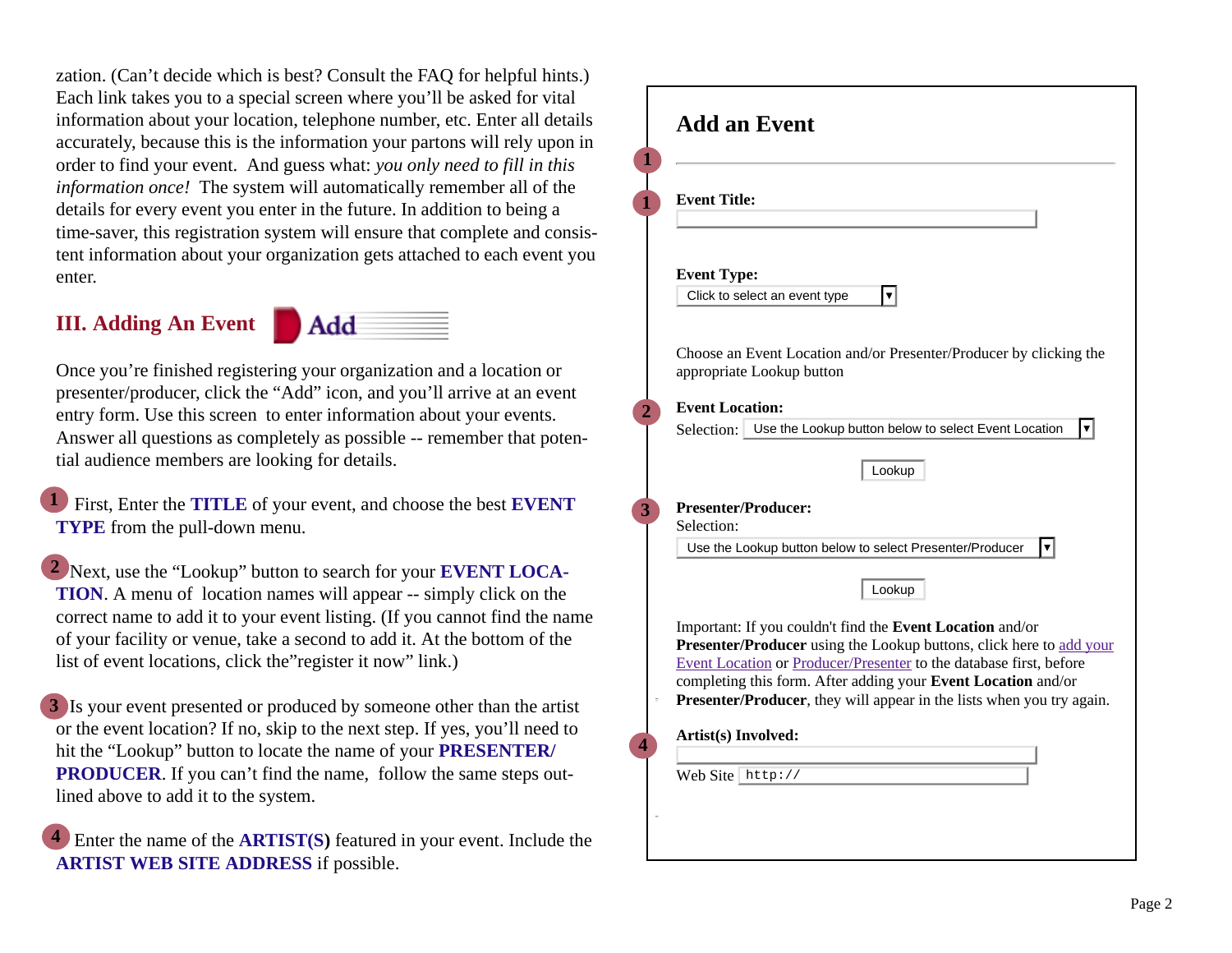zation. (Can't decide which is best? Consult the FAQ for helpful hints.) Each link takes you to a special screen where you'll be asked for vital information about your location, telephone number, etc. Enter all details accurately, because this is the information your partons will rely upon in order to find your event. And guess what: *you only need to fill in this information once!* The system will automatically remember all of the details for every event you enter in the future. In addition to being a time-saver, this registration system will ensure that complete and consistent information about your organization gets attached to each event you enter.

## III. Adding An Event

Add

Once you're finished registering your organization and a location or presenter/producer, click the "Add" icon, and you'll arrive at an event entry form. Use this screen to enter information about your events. Answer all questions as completely as possible -- remember that potential audience members are looking for details.

**1** First, Enter the **TITLE** of your event, and choose the best **EVENT TYPE** from the pull-down menu.

**2** Next, use the "Lookup" button to search for your **EVENT LOCATION**. A menu of location names will appear -- simply click on the correct name to add it to your event listing. (If you cannot find the name of your facility or venue, take a second to add it. At the bottom of the list of event locations, click the"register it now" link.)

**3** Is your event presented or produced by someone other than the artist or the event location? If no, skip to the next step. If yes, you'll need to hit the "Lookup" button to locate the name of your **PRESENTER/PRODUCER**. If you can't find the name, follow the same steps outlined above to add it to the system.

**4** Enter the name of the **ARTIST(S)** featured in your event. Include the **ARTIST WEB SITE ADDRESS** if possible.

---

### Add an Event

**1**

**1** **Event Title:**

**Event Type:**
Click to select an event type ▼

Choose an Event Location and/or Presenter/Producer by clicking the appropriate Lookup button

**2** **Event Location:**
Selection: Use the Lookup button below to select Event Location ▼

Lookup

**3** **Presenter/Producer:**
Selection:
Use the Lookup button below to select Presenter/Producer ▼

Lookup

Important: If you couldn't find the **Event Location** and/or **Presenter/Producer** using the Lookup buttons, click here to add your Event Location or Producer/Presenter to the database first, before completing this form. After adding your **Event Location** and/or **Presenter/Producer**, they will appear in the lists when you try again.

**4** **Artist(s) Involved:**

Web Site http://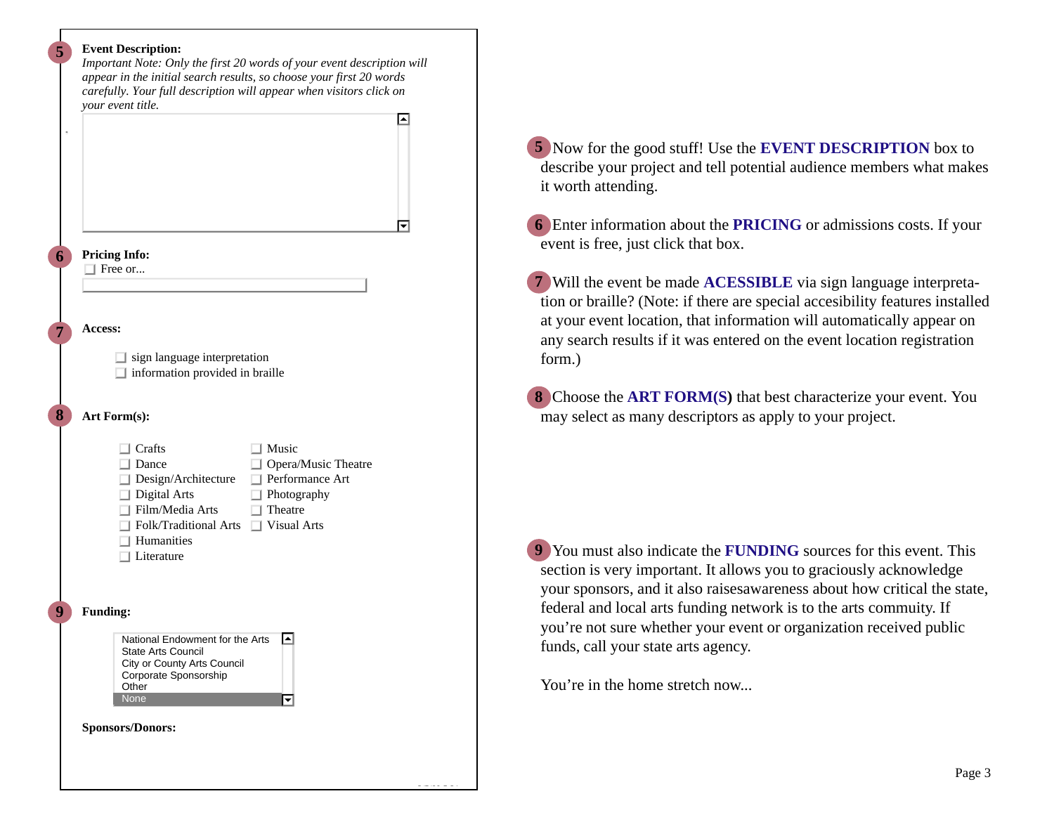**5** **Event Description:**

*Important Note: Only the first 20 words of your event description will appear in the initial search results, so choose your first 20 words carefully. Your full description will appear when visitors click on your event title.*

**6** **Pricing Info:**

- [ ] Free or...

**7** **Access:**

- [ ] sign language interpretation
- [ ] information provided in braille

**8** **Art Form(s):**

- [ ] Crafts
- [ ] Dance
- [ ] Design/Architecture
- [ ] Digital Arts
- [ ] Film/Media Arts
- [ ] Folk/Traditional Arts
- [ ] Humanities
- [ ] Literature
- [ ] Music
- [ ] Opera/Music Theatre
- [ ] Performance Art
- [ ] Photography
- [ ] Theatre
- [ ] Visual Arts

**9** **Funding:**

National Endowment for the Arts
State Arts Council
City or County Arts Council
Corporate Sponsorship
Other
None

**Sponsors/Donors:**

**5** Now for the good stuff! Use the **EVENT DESCRIPTION** box to describe your project and tell potential audience members what makes it worth attending.

**6** Enter information about the **PRICING** or admissions costs. If your event is free, just click that box.

**7** Will the event be made **ACESSIBLE** via sign language interpretation or braille? (Note: if there are special accesibility features installed at your event location, that information will automatically appear on any search results if it was entered on the event location registration form.)

**8** Choose the **ART FORM(S)** that best characterize your event. You may select as many descriptors as apply to your project.

**9** You must also indicate the **FUNDING** sources for this event. This section is very important. It allows you to graciously acknowledge your sponsors, and it also raisesawareness about how critical the state, federal and local arts funding network is to the arts commuity. If you're not sure whether your event or organization received public funds, call your state arts agency.

You're in the home stretch now...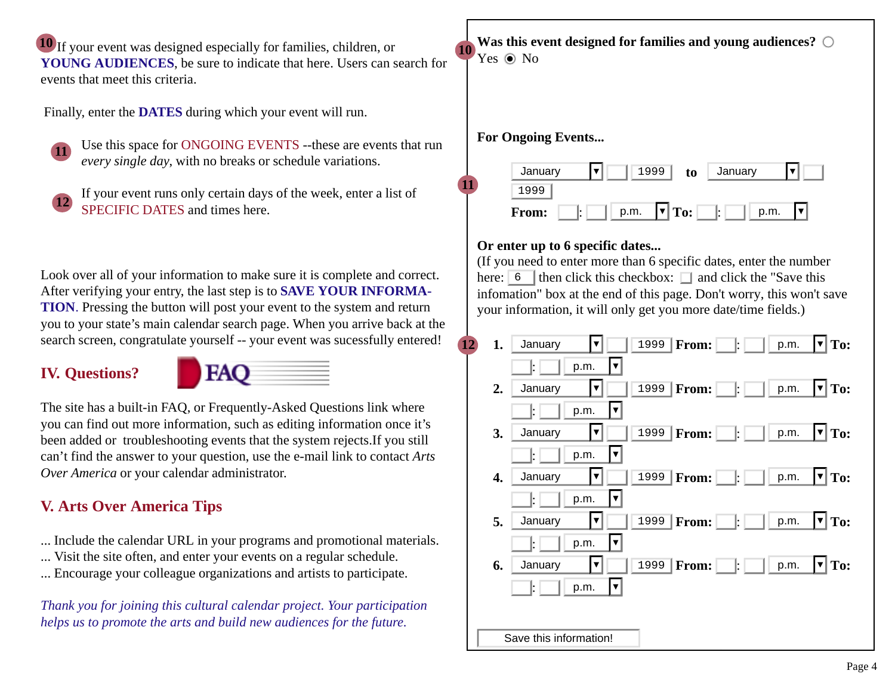**10** If your event was designed especially for families, children, or **YOUNG AUDIENCES**, be sure to indicate that here. Users can search for events that meet this criteria.

Finally, enter the **DATES** during which your event will run.

**11** Use this space for ONGOING EVENTS --these are events that run *every single day*, with no breaks or schedule variations.

**12** If your event runs only certain days of the week, enter a list of SPECIFIC DATES and times here.

Look over all of your information to make sure it is complete and correct. After verifying your entry, the last step is to **SAVE YOUR INFORMATION**. Pressing the button will post your event to the system and return you to your state's main calendar search page. When you arrive back at the search screen, congratulate yourself -- your event was sucessfully entered!

## IV. Questions?

FAQ

The site has a built-in FAQ, or Frequently-Asked Questions link where you can find out more information, such as editing information once it's been added or troubleshooting events that the system rejects.If you still can't find the answer to your question, use the e-mail link to contact *Arts Over America* or your calendar administrator.

## V. Arts Over America Tips

... Include the calendar URL in your programs and promotional materials.
... Visit the site often, and enter your events on a regular schedule.
... Encourage your colleague organizations and artists to participate.

*Thank you for joining this cultural calendar project. Your participation helps us to promote the arts and build new audiences for the future.*

---

**10** **Was this event designed for families and young audiences?** ○ Yes ◉ No

**For Ongoing Events...**

**11** January ▾ [ ] 1999 **to** January ▾ [ ] 1999
**From:** [ ]:[ ] p.m. ▾ **To:** [ ]:[ ] p.m. ▾

**Or enter up to 6 specific dates...**
(If you need to enter more than 6 specific dates, enter the number here: 6 then click this checkbox: ☐ and click the "Save this infomation" box at the end of this page. Don't worry, this won't save your information, it will only get you more date/time fields.)

**12**
1. January ▾ [ ] 1999 **From:** [ ]:[ ] p.m. ▾ **To:** [ ]:[ ] p.m. ▾
2. January ▾ [ ] 1999 **From:** [ ]:[ ] p.m. ▾ **To:** [ ]:[ ] p.m. ▾
3. January ▾ [ ] 1999 **From:** [ ]:[ ] p.m. ▾ **To:** [ ]:[ ] p.m. ▾
4. January ▾ [ ] 1999 **From:** [ ]:[ ] p.m. ▾ **To:** [ ]:[ ] p.m. ▾
5. January ▾ [ ] 1999 **From:** [ ]:[ ] p.m. ▾ **To:** [ ]:[ ] p.m. ▾
6. January ▾ [ ] 1999 **From:** [ ]:[ ] p.m. ▾ **To:** [ ]:[ ] p.m. ▾

[Save this information!]